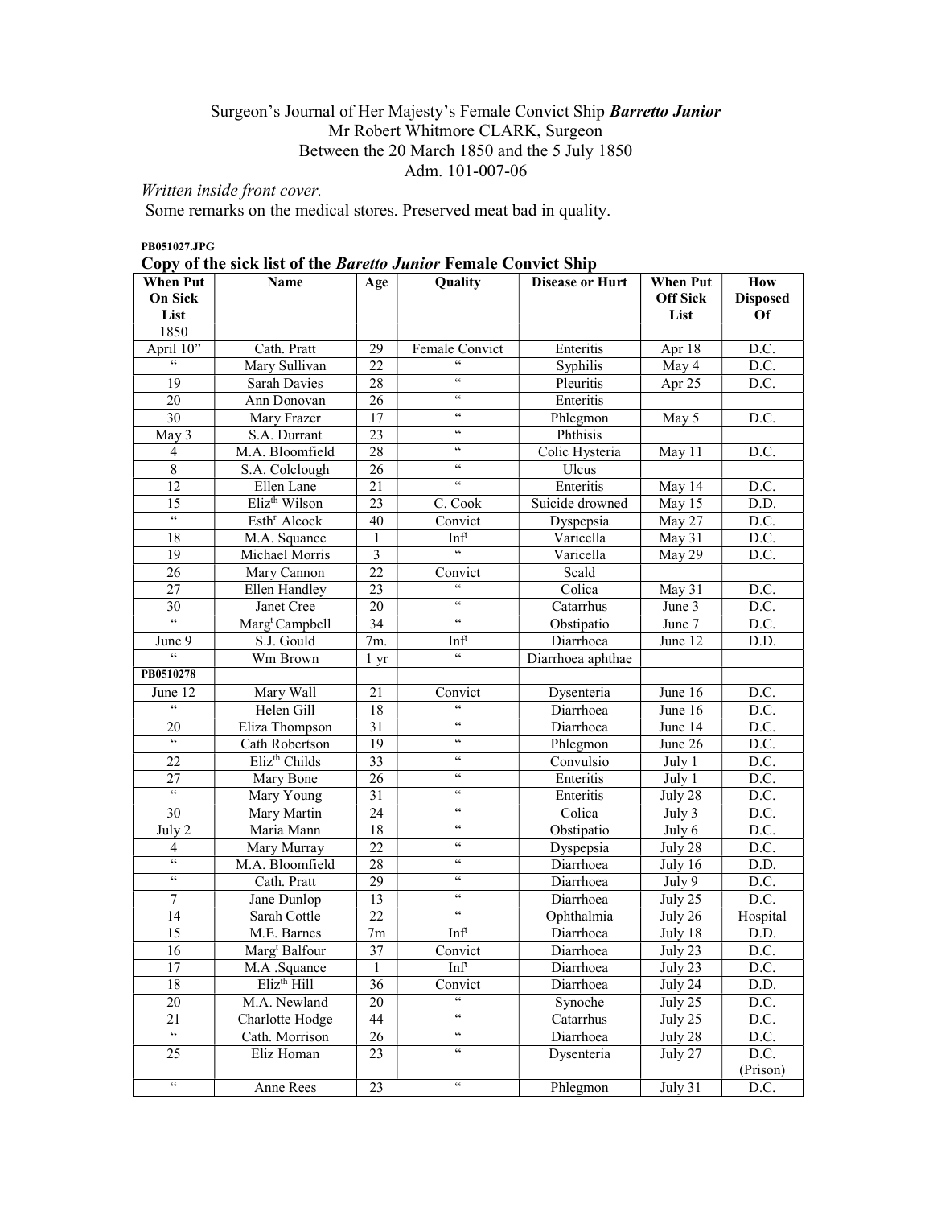Surgeon's Journal of Her Majesty's Female Convict Ship ***Barretto Junior***
Mr Robert Whitmore CLARK, Surgeon
Between the 20 March 1850 and the 5 July 1850
Adm. 101-007-06

*Written inside front cover.*
Some remarks on the medical stores. Preserved meat bad in quality.

**PB051027.JPG**

**Copy of the sick list of the *Baretto Junior* Female Convict Ship**

| When Put On Sick List | Name | Age | Quality | Disease or Hurt | When Put Off Sick List | How Disposed Of |
|---|---|---|---|---|---|---|
| 1850 | | | | | | |
| April 10" | Cath. Pratt | 29 | Female Convict | Enteritis | Apr 18 | D.C. |
| " | Mary Sullivan | 22 | " | Syphilis | May 4 | D.C. |
| 19 | Sarah Davies | 28 | " | Pleuritis | Apr 25 | D.C. |
| 20 | Ann Donovan | 26 | " | Enteritis | | |
| 30 | Mary Frazer | 17 | " | Phlegmon | May 5 | D.C. |
| May 3 | S.A. Durrant | 23 | " | Phthisis | | |
| 4 | M.A. Bloomfield | 28 | " | Colic Hysteria | May 11 | D.C. |
| 8 | S.A. Colclough | 26 | " | Ulcus | | |
| 12 | Ellen Lane | 21 | " | Enteritis | May 14 | D.C. |
| 15 | Eliz[th] Wilson | 23 | C. Cook | Suicide drowned | May 15 | D.D. |
| " | Esth[r] Alcock | 40 | Convict | Dyspepsia | May 27 | D.C. |
| 18 | M.A. Squance | 1 | Inf[t] | Varicella | May 31 | D.C. |
| 19 | Michael Morris | 3 | " | Varicella | May 29 | D.C. |
| 26 | Mary Cannon | 22 | Convict | Scald | | |
| 27 | Ellen Handley | 23 | " | Colica | May 31 | D.C. |
| 30 | Janet Cree | 20 | " | Catarrhus | June 3 | D.C. |
| " | Marg[t] Campbell | 34 | " | Obstipatio | June 7 | D.C. |
| June 9 | S.J. Gould | 7m. | Inf[t] | Diarrhoea | June 12 | D.D. |
| " | Wm Brown | 1 yr | " | Diarrhoea aphthae | | |
| **PB0510278** | | | | | | |
| June 12 | Mary Wall | 21 | Convict | Dysenteria | June 16 | D.C. |
| " | Helen Gill | 18 | " | Diarrhoea | June 16 | D.C. |
| 20 | Eliza Thompson | 31 | " | Diarrhoea | June 14 | D.C. |
| " | Cath Robertson | 19 | " | Phlegmon | June 26 | D.C. |
| 22 | Eliz[th] Childs | 33 | " | Convulsio | July 1 | D.C. |
| 27 | Mary Bone | 26 | " | Enteritis | July 1 | D.C. |
| " | Mary Young | 31 | " | Enteritis | July 28 | D.C. |
| 30 | Mary Martin | 24 | " | Colica | July 3 | D.C. |
| July 2 | Maria Mann | 18 | " | Obstipatio | July 6 | D.C. |
| 4 | Mary Murray | 22 | " | Dyspepsia | July 28 | D.C. |
| " | M.A. Bloomfield | 28 | " | Diarrhoea | July 16 | D.D. |
| " | Cath. Pratt | 29 | " | Diarrhoea | July 9 | D.C. |
| 7 | Jane Dunlop | 13 | " | Diarrhoea | July 25 | D.C. |
| 14 | Sarah Cottle | 22 | " | Ophthalmia | July 26 | Hospital |
| 15 | M.E. Barnes | 7m | Inf[t] | Diarrhoea | July 18 | D.D. |
| 16 | Marg[t] Balfour | 37 | Convict | Diarrhoea | July 23 | D.C. |
| 17 | M.A .Squance | 1 | Inf[t] | Diarrhoea | July 23 | D.C. |
| 18 | Eliz[th] Hill | 36 | Convict | Diarrhoea | July 24 | D.D. |
| 20 | M.A. Newland | 20 | " | Synoche | July 25 | D.C. |
| 21 | Charlotte Hodge | 44 | " | Catarrhus | July 25 | D.C. |
| " | Cath. Morrison | 26 | " | Diarrhoea | July 28 | D.C. |
| 25 | Eliz Homan | 23 | " | Dysenteria | July 27 | D.C. (Prison) |
| " | Anne Rees | 23 | " | Phlegmon | July 31 | D.C. |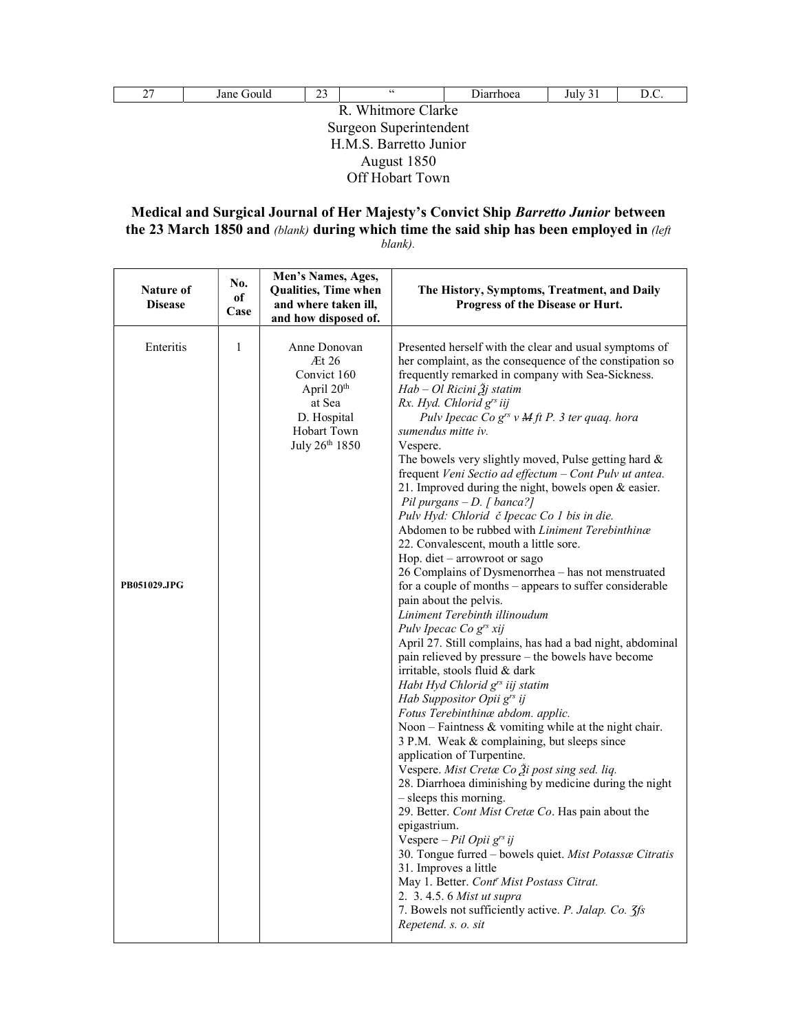| 27 | Jane Gould | 23 | " | Diarrhoea | July 31 | D.C. |
|---|---|---|---|---|---|---|

R. Whitmore Clarke
Surgeon Superintendent
H.M.S. Barretto Junior
August 1850
Off Hobart Town

**Medical and Surgical Journal of Her Majesty's Convict Ship *Barretto Junior* between the 23 March 1850 and** *(blank)* **during which time the said ship has been employed in** *(left blank).*

| Nature of Disease | No. of Case | Men's Names, Ages, Qualities, Time when and where taken ill, and how disposed of. | The History, Symptoms, Treatment, and Daily Progress of the Disease or Hurt. |
|---|---|---|---|
| Enteritis<br><br>**PB051029.JPG** | 1 | Anne Donovan<br>Æt 26<br>Convict 160<br>April 20th<br>at Sea<br>D. Hospital<br>Hobart Town<br>July 26th 1850 | Presented herself with the clear and usual symptoms of her complaint, as the consequence of the constipation so frequently remarked in company with Sea-Sickness.<br>*Hab – Ol Ricini ℥j statim*<br>*Rx. Hyd. Chlorid grs iij*<br>*Pulv Ipecac Co grs v ~~M~~ ft P. 3 ter quaq. hora sumendus mitte iv.*<br>Vespere.<br>The bowels very slightly moved, Pulse getting hard & frequent *Veni Sectio ad effectum – Cont Pulv ut antea.*<br>21. Improved during the night, bowels open & easier.<br>*Pil purgans – D. [ banca?]*<br>*Pulv Hyd: Chlorid č Ipecac Co 1 bis in die.*<br>Abdomen to be rubbed with *Liniment Terebinthinæ*<br>22. Convalescent, mouth a little sore.<br>Hop. diet – arrowroot or sago<br>26 Complains of Dysmenorrhea – has not menstruated for a couple of months – appears to suffer considerable pain about the pelvis.<br>*Liniment Terebinth illinoudum*<br>*Pulv Ipecac Co grs xij*<br>April 27. Still complains, has had a bad night, abdominal pain relieved by pressure – the bowels have become irritable, stools fluid & dark<br>*Habt Hyd Chlorid grs iij statim*<br>*Hab Suppositor Opii grs ij*<br>*Fotus Terebinthinæ abdom. applic.*<br>Noon – Faintness & vomiting while at the night chair.<br>3 P.M. Weak & complaining, but sleeps since application of Turpentine.<br>Vespere. *Mist Cretæ Co ℥i post sing sed. liq.*<br>28. Diarrhoea diminishing by medicine during the night – sleeps this morning.<br>29. Better. *Cont Mist Cretæ Co*. Has pain about the epigastrium.<br>Vespere – *Pil Opii grs ij*<br>30. Tongue furred – bowels quiet. *Mist Potassæ Citratis*<br>31. Improves a little<br>May 1. Better. *Contr Mist Postass Citrat.*<br>2. 3. 4.5. 6 *Mist ut supra*<br>7. Bowels not sufficiently active. *P. Jalap. Co. ʒfs Repetend. s. o. sit* |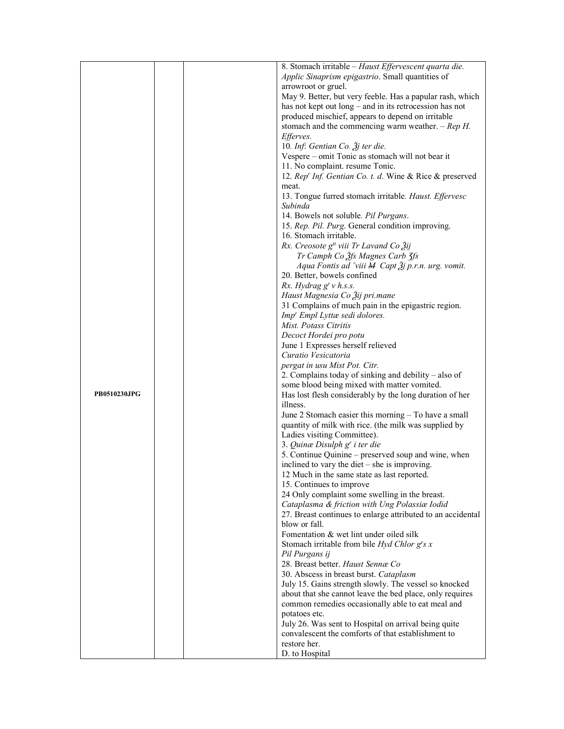| | | | |
|---|---|---|---|
| PB0510230JPG | | | 8. Stomach irritable – *Haust Effervescent quarta die. Applic Sinaprism epigastrio*. Small quantities of arrowroot or gruel.<br>May 9. Better, but very feeble. Has a papular rash, which has not kept out long – and in its retrocession has not produced mischief, appears to depend on irritable stomach and the commencing warm weather. – *Rep H. Efferves.*<br>10*. Inf*: *Gentian Co. ℥j ter die.*<br>Vespere – omit Tonic as stomach will not bear it<br>11. No complaint. resume Tonic.<br>12. *Rep*[r] *Inf. Gentian Co. t. d*. Wine & Rice & preserved meat.<br>13. Tongue furred stomach irritable*. Haust. Effervesc Subinda*<br>14. Bowels not soluble*. Pil Purgans*.<br>15. *Rep. Pil. Purg*. General condition improving.<br>16. Stomach irritable.<br>*Rx. Creosote g*[tt] *viii Tr Lavand Co ℥ij*<br>*Tr Camph Co ℥fs Magnes Carb ʒfs*<br>*Aqua Fontis ad* °*viii* ~~*M*~~ *Capt ℥j p.r.n. urg. vomit.*<br>20. Better, bowels confined<br>*Rx. Hydrag g*[r] *v h.s.s.*<br>*Haust Magnesia Co ℥ij pri.mane*<br>31 Complains of much pain in the epigastric region.<br>*Imp*[r] *Empl Lyttæ sedi dolores.*<br>*Mist. Potass Citritis*<br>*Decoct Hordei pro potu*<br>June 1 Expresses herself relieved<br>*Curatio Vesicatoria*<br>*pergat in usu Mist Pot. Citr.*<br>2. Complains today of sinking and debility – also of some blood being mixed with matter vomited.<br>Has lost flesh considerably by the long duration of her illness.<br>June 2 Stomach easier this morning – To have a small quantity of milk with rice. (the milk was supplied by Ladies visiting Committee).<br>3. *Quinæ Disulph g*[r] *i ter die*<br>5. Continue Quinine – preserved soup and wine, when inclined to vary the diet – she is improving.<br>12 Much in the same state as last reported.<br>15. Continues to improve<br>24 Only complaint some swelling in the breast.<br>*Cataplasma & friction with Ung Polassiæ Iodid*<br>27. Breast continues to enlarge attributed to an accidental blow or fall.<br>Fomentation & wet lint under oiled silk<br>Stomach irritable from bile *Hyd Chlor g*[r]*s x*<br>*Pil Purgans ij*<br>28. Breast better. *Haust Sennæ Co*<br>30. Abscess in breast burst. *Cataplasm*<br>July 15. Gains strength slowly. The vessel so knocked about that she cannot leave the bed place, only requires common remedies occasionally able to eat meal and potatoes etc.<br>July 26. Was sent to Hospital on arrival being quite convalescent the comforts of that establishment to restore her.<br>D. to Hospital |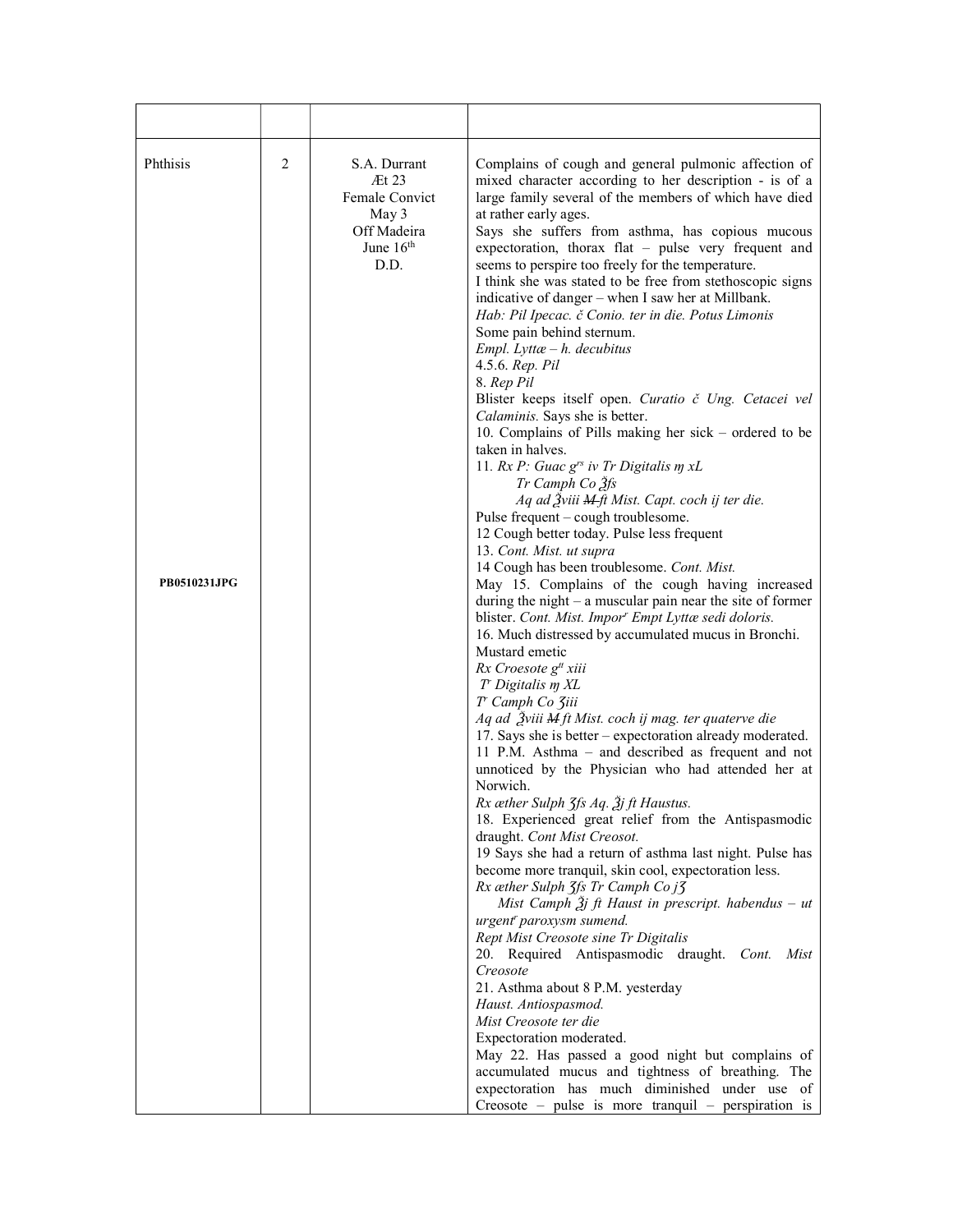| | | | |
|---|---|---|---|
| Phthisis<br><br><br><br><br><br><br><br><br><br><br><br><br><br><br><br><br><br><br><br><br><br><br><br><br><br>**PB0510231JPG** | 2 | S.A. Durrant<br>Æt 23<br>Female Convict<br>May 3<br>Off Madeira<br>June 16th<br>D.D. | Complains of cough and general pulmonic affection of mixed character according to her description - is of a large family several of the members of which have died at rather early ages.<br>Says she suffers from asthma, has copious mucous expectoration, thorax flat – pulse very frequent and seems to perspire too freely for the temperature.<br>I think she was stated to be free from stethoscopic signs indicative of danger – when I saw her at Millbank.<br>*Hab: Pil Ipecac. č Conio. ter in die. Potus Limonis*<br>Some pain behind sternum.<br>*Empl. Lyttæ – h. decubitus*<br>4.5.6. *Rep. Pil*<br>8. *Rep Pil*<br>Blister keeps itself open. *Curatio č Ung. Cetacei vel Calaminis.* Says she is better.<br>10. Complains of Pills making her sick – ordered to be taken in halves.<br>11. *Rx P: Guac grs iv Tr Digitalis ɱ xL*<br>*Tr Camph Co ℥fs*<br>*Aq ad ℥viii ~~M~~ ft Mist. Capt. coch ij ter die.*<br>Pulse frequent – cough troublesome.<br>12 Cough better today. Pulse less frequent<br>13. *Cont. Mist. ut supra*<br>14 Cough has been troublesome. *Cont. Mist.*<br>May 15. Complains of the cough having increased during the night – a muscular pain near the site of former blister. *Cont. Mist. Impor<sup>r</sup> Empt Lyttæ sedi doloris.*<br>16. Much distressed by accumulated mucus in Bronchi.<br>Mustard emetic<br>*Rx Croesote gtt xiii*<br>*Tr Digitalis ɱ XL*<br>*Tr Camph Co ʒiii*<br>*Aq ad ℥viii ~~M~~ ft Mist. coch ij mag. ter quaterve die*<br>17. Says she is better – expectoration already moderated.<br>11 P.M. Asthma – and described as frequent and not unnoticed by the Physician who had attended her at Norwich.<br>*Rx æther Sulph ʒfs Aq. ℥j ft Haustus.*<br>18. Experienced great relief from the Antispasmodic draught. *Cont Mist Creosot.*<br>19 Says she had a return of asthma last night. Pulse has become more tranquil, skin cool, expectoration less.<br>*Rx æther Sulph ʒfs Tr Camph Co jʒ*<br>*Mist Camph ℥j ft Haust in prescript. habendus – ut urgent<sup>r</sup> paroxysm sumend.*<br>*Rept Mist Creosote sine Tr Digitalis*<br>20. Required Antispasmodic draught. *Cont. Mist Creosote*<br>21. Asthma about 8 P.M. yesterday<br>*Haust. Antiospasmod.*<br>*Mist Creosote ter die*<br>Expectoration moderated.<br>May 22. Has passed a good night but complains of accumulated mucus and tightness of breathing. The expectoration has much diminished under use of Creosote – pulse is more tranquil – perspiration is |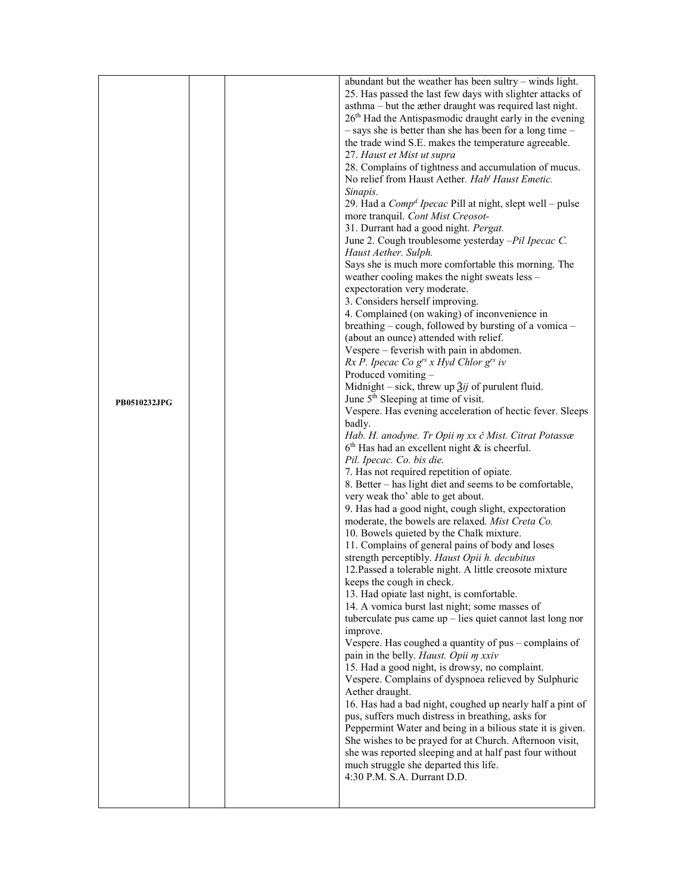| PB0510232JPG | | | abundant but the weather has been sultry – winds light.<br>25. Has passed the last few days with slighter attacks of asthma – but the æther draught was required last night.<br>26th Had the Antispasmodic draught early in the evening – says she is better than she has been for a long time – the trade wind S.E. makes the temperature agreeable.<br>27. *Haust et Mist ut supra*<br>28. Complains of tightness and accumulation of mucus. No relief from Haust Aether. *Habt Haust Emetic. Sinapis.*<br>29. Had a *Compd Ipecac* Pill at night, slept well – pulse more tranquil. *Cont Mist Creosot-*<br>31. Durrant had a good night. *Pergat.*<br>June 2. Cough troublesome yesterday –*Pil Ipecac C. Haust Aether. Sulph.*<br>Says she is much more comfortable this morning. The weather cooling makes the night sweats less – expectoration very moderate.<br>3. Considers herself improving.<br>4. Complained (on waking) of inconvenience in breathing – cough, followed by bursting of a vomica – (about an ounce) attended with relief.<br>Vespere – feverish with pain in abdomen.<br>*Rx P. Ipecac Co grs x Hyd Chlor grs iv*<br>Produced vomiting –<br>Midnight – sick, threw up ℥*ij* of purulent fluid.<br>June 5th Sleeping at time of visit.<br>Vespere. Has evening acceleration of hectic fever. Sleeps badly.<br>*Hab. H. anodyne. Tr Opii ɱ xx č Mist. Citrat Potassæ*<br>6th Has had an excellent night & is cheerful.<br>*Pil. Ipecac. Co. bis die.*<br>7. Has not required repetition of opiate.<br>8. Better – has light diet and seems to be comfortable, very weak tho' able to get about.<br>9. Has had a good night, cough slight, expectoration moderate, the bowels are relaxed. *Mist Creta Co.*<br>10. Bowels quieted by the Chalk mixture.<br>11. Complains of general pains of body and loses strength perceptibly. *Haust Opii h. decubitus*<br>12.Passed a tolerable night. A little creosote mixture keeps the cough in check.<br>13. Had opiate last night, is comfortable.<br>14. A vomica burst last night; some masses of tuberculate pus came up – lies quiet cannot last long nor improve.<br>Vespere. Has coughed a quantity of pus – complains of pain in the belly. *Haust. Opii ɱ xxiv*<br>15. Had a good night, is drowsy, no complaint.<br>Vespere. Complains of dyspnoea relieved by Sulphuric Aether draught.<br>16. Has had a bad night, coughed up nearly half a pint of pus, suffers much distress in breathing, asks for Peppermint Water and being in a bilious state it is given. She wishes to be prayed for at Church. Afternoon visit, she was reported sleeping and at half past four without much struggle she departed this life.<br>4:30 P.M. S.A. Durrant D.D. |
|---|---|---|---|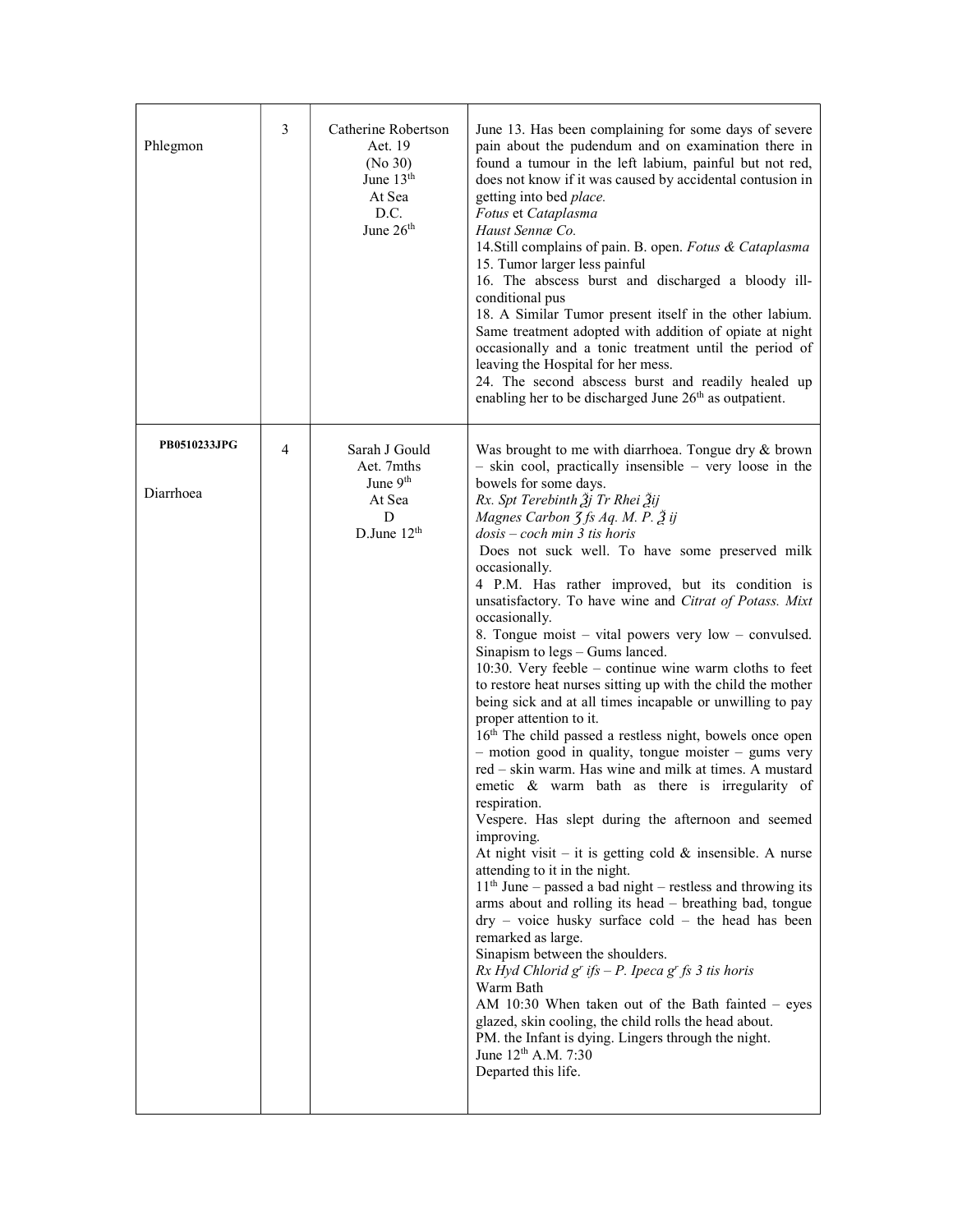| | | | |
|---|---|---|---|
| Phlegmon | 3 | Catherine Robertson<br>Aet. 19<br>(No 30)<br>June 13th<br>At Sea<br>D.C.<br>June 26th | June 13. Has been complaining for some days of severe pain about the pudendum and on examination there in found a tumour in the left labium, painful but not red, does not know if it was caused by accidental contusion in getting into bed *place.*<br>*Fotus* et *Cataplasma*<br>*Haust Sennæ Co.*<br>14.Still complains of pain. B. open. *Fotus & Cataplasma*<br>15. Tumor larger less painful<br>16. The abscess burst and discharged a bloody ill-conditional pus<br>18. A Similar Tumor present itself in the other labium. Same treatment adopted with addition of opiate at night occasionally and a tonic treatment until the period of leaving the Hospital for her mess.<br>24. The second abscess burst and readily healed up enabling her to be discharged June 26th as outpatient. |
| **PB0510233JPG**<br><br>Diarrhoea | 4 | Sarah J Gould<br>Aet. 7mths<br>June 9th<br>At Sea<br>D<br>D.June 12th | Was brought to me with diarrhoea. Tongue dry & brown – skin cool, practically insensible – very loose in the bowels for some days.<br>*Rx. Spt Terebinth ℥j Tr Rhei ℥ij*<br>*Magnes Carbon ʒ fs Aq. M. P. ℥ ij*<br>*dosis – coch min 3 tis horis*<br>Does not suck well. To have some preserved milk occasionally.<br>4 P.M. Has rather improved, but its condition is unsatisfactory. To have wine and *Citrat of Potass. Mixt* occasionally.<br>8. Tongue moist – vital powers very low – convulsed. Sinapism to legs – Gums lanced.<br>10:30. Very feeble – continue wine warm cloths to feet to restore heat nurses sitting up with the child the mother being sick and at all times incapable or unwilling to pay proper attention to it.<br>16th The child passed a restless night, bowels once open – motion good in quality, tongue moister – gums very red – skin warm. Has wine and milk at times. A mustard emetic & warm bath as there is irregularity of respiration.<br>Vespere. Has slept during the afternoon and seemed improving.<br>At night visit – it is getting cold & insensible. A nurse attending to it in the night.<br>11th June – passed a bad night – restless and throwing its arms about and rolling its head – breathing bad, tongue dry – voice husky surface cold – the head has been remarked as large.<br>Sinapism between the shoulders.<br>*Rx Hyd Chlorid gr ifs – P. Ipeca gr fs 3 tis horis*<br>Warm Bath<br>AM 10:30 When taken out of the Bath fainted – eyes glazed, skin cooling, the child rolls the head about.<br>PM. the Infant is dying. Lingers through the night.<br>June 12th A.M. 7:30<br>Departed this life. |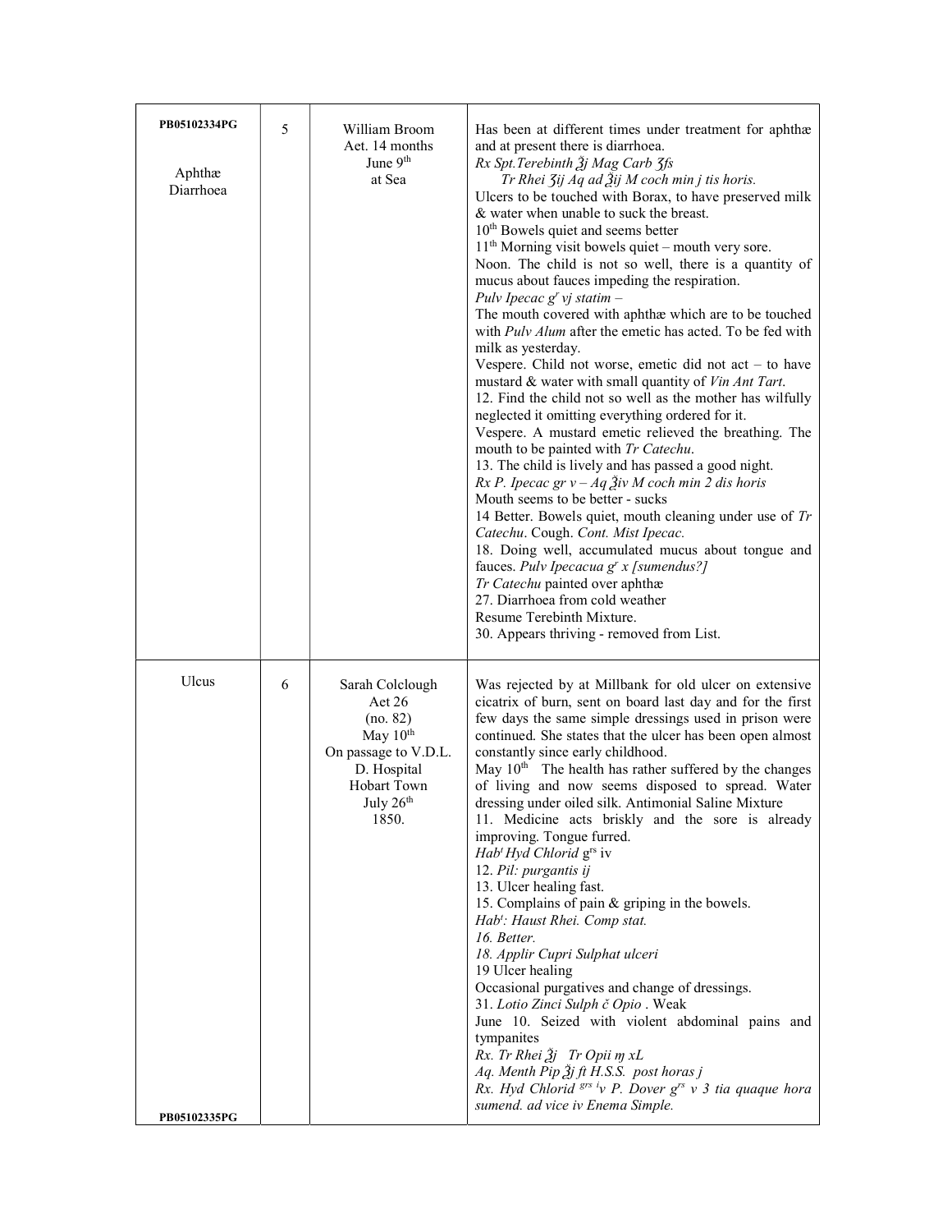| PB05102334PG<br><br>Aphthæ<br>Diarrhoea | 5 | William Broom<br>Aet. 14 months<br>June 9th<br>at Sea | Has been at different times under treatment for aphthæ and at present there is diarrhoea.<br>*Rx Spt.Terebinth ℥j Mag Carb ʒfs*<br>*Tr Rhei ʒij Aq ad ℥ij M coch min j tis horis.*<br>Ulcers to be touched with Borax, to have preserved milk & water when unable to suck the breast.<br>10th Bowels quiet and seems better<br>11th Morning visit bowels quiet – mouth very sore.<br>Noon. The child is not so well, there is a quantity of mucus about fauces impeding the respiration.<br>*Pulv Ipecac gr vj statim –*<br>The mouth covered with aphthæ which are to be touched with *Pulv Alum* after the emetic has acted. To be fed with milk as yesterday.<br>Vespere. Child not worse, emetic did not act – to have mustard & water with small quantity of *Vin Ant Tart*.<br>12. Find the child not so well as the mother has wilfully neglected it omitting everything ordered for it.<br>Vespere. A mustard emetic relieved the breathing. The mouth to be painted with *Tr Catechu*.<br>13. The child is lively and has passed a good night.<br>*Rx P. Ipecac gr v – Aq ℥iv M coch min 2 dis horis*<br>Mouth seems to be better - sucks<br>14 Better. Bowels quiet, mouth cleaning under use of *Tr Catechu*. Cough. *Cont. Mist Ipecac.*<br>18. Doing well, accumulated mucus about tongue and fauces. *Pulv Ipecacua gr x [sumendus?]*<br>*Tr Catechu* painted over aphthæ<br>27. Diarrhoea from cold weather<br>Resume Terebinth Mixture.<br>30. Appears thriving - removed from List. |
|---|---|---|---|
| Ulcus<br><br><br><br><br><br><br><br><br><br>PB05102335PG | 6 | Sarah Colclough<br>Aet 26<br>(no. 82)<br>May 10th<br>On passage to V.D.L.<br>D. Hospital<br>Hobart Town<br>July 26th<br>1850. | Was rejected by at Millbank for old ulcer on extensive cicatrix of burn, sent on board last day and for the first few days the same simple dressings used in prison were continued. She states that the ulcer has been open almost constantly since early childhood.<br>May 10th The health has rather suffered by the changes of living and now seems disposed to spread. Water dressing under oiled silk. Antimonial Saline Mixture<br>11. Medicine acts briskly and the sore is already improving. Tongue furred.<br>*Habt Hyd Chlorid* grs iv<br>12. *Pil: purgantis ij*<br>13. Ulcer healing fast.<br>15. Complains of pain & griping in the bowels.<br>*Habt: Haust Rhei. Comp stat.*<br>*16. Better.*<br>*18. Applir Cupri Sulphat ulceri*<br>19 Ulcer healing<br>Occasional purgatives and change of dressings.<br>31. *Lotio Zinci Sulph č Opio* . Weak<br>June 10. Seized with violent abdominal pains and tympanites<br>*Rx. Tr Rhei ℥j Tr Opii ɱ xL*<br>*Aq. Menth Pip ℥j ft H.S.S. post horas j*<br>*Rx. Hyd Chlorid grs ½v P. Dover grs v 3 tia quaque hora sumend. ad vice iv Enema Simple.* |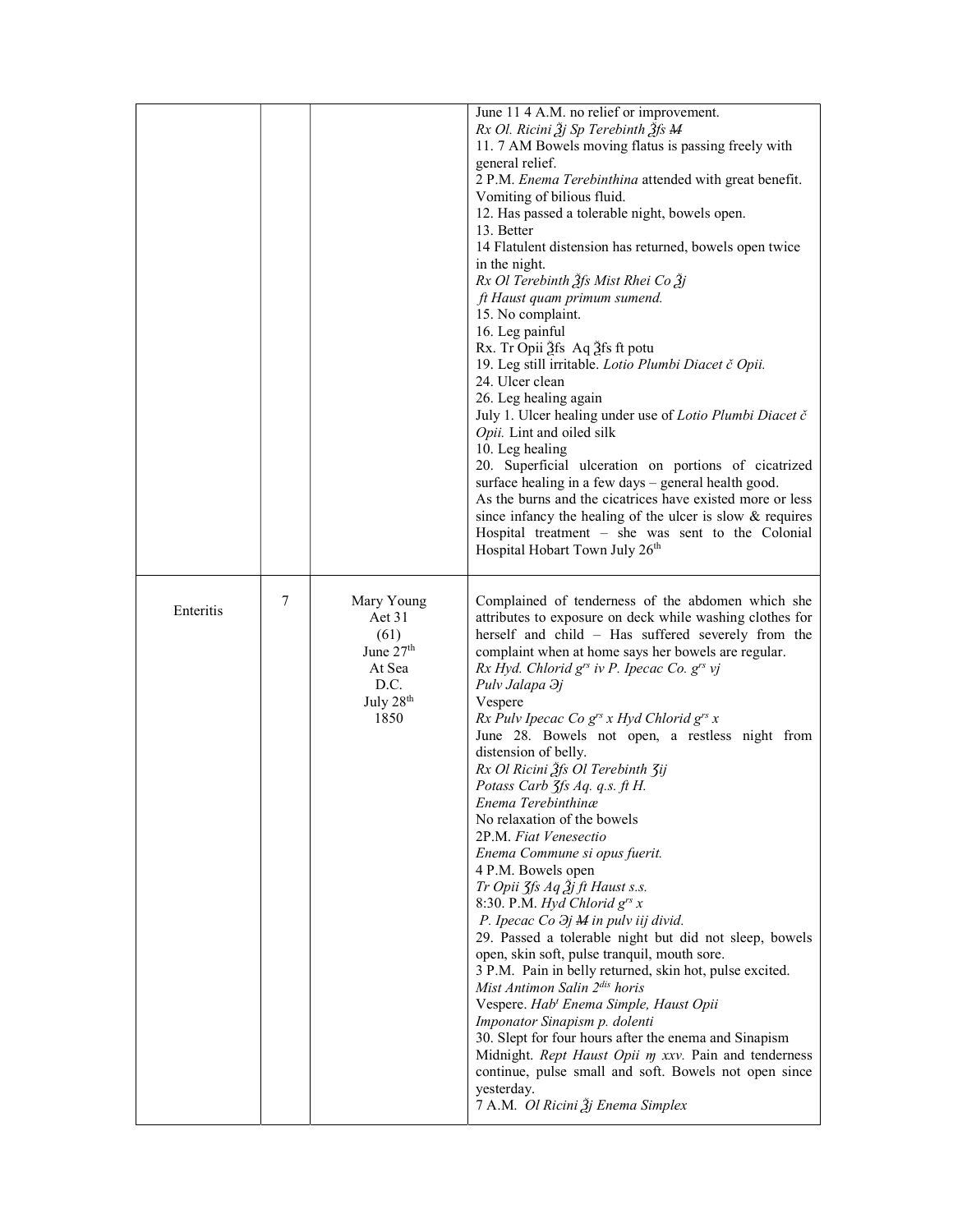| | | | |
|---|---|---|---|
| | | | June 11 4 A.M. no relief or improvement.<br>*Rx Ol. Ricini ℥j Sp Terebinth ℥fs M*<br>11. 7 AM Bowels moving flatus is passing freely with general relief.<br>2 P.M. *Enema Terebinthina* attended with great benefit. Vomiting of bilious fluid.<br>12. Has passed a tolerable night, bowels open.<br>13. Better<br>14 Flatulent distension has returned, bowels open twice in the night.<br>*Rx Ol Terebinth ℥fs Mist Rhei Co ℥j*<br>*ft Haust quam primum sumend.*<br>15. No complaint.<br>16. Leg painful<br>Rx. Tr Opii ℥fs Aq ℥fs ft potu<br>19. Leg still irritable. *Lotio Plumbi Diacet č Opii.*<br>24. Ulcer clean<br>26. Leg healing again<br>July 1. Ulcer healing under use of *Lotio Plumbi Diacet č Opii.* Lint and oiled silk<br>10. Leg healing<br>20. Superficial ulceration on portions of cicatrized surface healing in a few days – general health good.<br>As the burns and the cicatrices have existed more or less since infancy the healing of the ulcer is slow & requires Hospital treatment – she was sent to the Colonial Hospital Hobart Town July 26th |
| Enteritis | 7 | Mary Young<br>Aet 31<br>(61)<br>June 27th<br>At Sea<br>D.C.<br>July 28th<br>1850 | Complained of tenderness of the abdomen which she attributes to exposure on deck while washing clothes for herself and child – Has suffered severely from the complaint when at home says her bowels are regular.<br>*Rx Hyd. Chlorid grs iv P. Ipecac Co. grs vj*<br>*Pulv Jalapa ℈j*<br>Vespere<br>*Rx Pulv Ipecac Co grs x Hyd Chlorid grs x*<br>June 28. Bowels not open, a restless night from distension of belly.<br>*Rx Ol Ricini ℥fs Ol Terebinth ʒij*<br>*Potass Carb ʒfs Aq. q.s. ft H.*<br>*Enema Terebinthinæ*<br>No relaxation of the bowels<br>2P.M. *Fiat Venesectio*<br>*Enema Commune si opus fuerit.*<br>4 P.M. Bowels open<br>*Tr Opii ʒfs Aq ℥j ft Haust s.s.*<br>8:30. P.M. *Hyd Chlorid grs x*<br>*P. Ipecac Co ℈j M in pulv iij divid.*<br>29. Passed a tolerable night but did not sleep, bowels open, skin soft, pulse tranquil, mouth sore.<br>3 P.M. Pain in belly returned, skin hot, pulse excited.<br>*Mist Antimon Salin 2dis horis*<br>Vespere. *Habt Enema Simple, Haust Opii*<br>*Imponator Sinapism p. dolenti*<br>30. Slept for four hours after the enema and Sinapism<br>Midnight. *Rept Haust Opii ɱ xxv.* Pain and tenderness continue, pulse small and soft. Bowels not open since yesterday.<br>7 A.M. *Ol Ricini ℥j Enema Simplex* |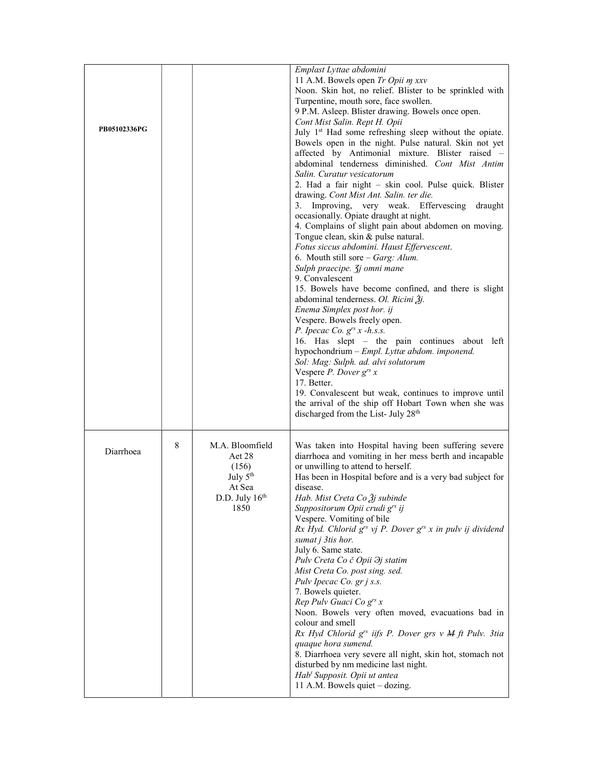| PB05102336PG | | | *Emplast Lyttae abdomini*<br>11 A.M. Bowels open *Tr Opii ɱ xxv*<br>Noon. Skin hot, no relief. Blister to be sprinkled with Turpentine, mouth sore, face swollen.<br>9 P.M. Asleep. Blister drawing. Bowels once open.<br>*Cont Mist Salin. Rept H. Opii*<br>July 1st Had some refreshing sleep without the opiate. Bowels open in the night. Pulse natural. Skin not yet affected by Antimonial mixture. Blister raised – abdominal tenderness diminished. *Cont Mist Antim Salin. Curatur vesicatorum*<br>2. Had a fair night – skin cool. Pulse quick. Blister drawing. *Cont Mist Ant. Salin. ter die.*<br>3. Improving, very weak. Effervescing draught occasionally. Opiate draught at night.<br>4. Complains of slight pain about abdomen on moving. Tongue clean, skin & pulse natural.<br>*Fotus siccus abdomini. Haust Effervescent*.<br>6. Mouth still sore – *Garg: Alum.*<br>*Sulph praecipe. ʒj omni mane*<br>9. Convalescent<br>15. Bowels have become confined, and there is slight abdominal tenderness. *Ol. Ricini ℥j.*<br>*Enema Simplex post hor. ij*<br>Vespere. Bowels freely open.<br>*P. Ipecac Co. grs x -h.s.s.*<br>16. Has slept – the pain continues about left hypochondrium – *Empl. Lyttæ abdom. imponend.*<br>*Sol: Mag: Sulph. ad. alvi solutorum*<br>Vespere *P. Dover grs x*<br>17. Better.<br>19. Convalescent but weak, continues to improve until the arrival of the ship off Hobart Town when she was discharged from the List- July 28th |
|---|---|---|---|
| Diarrhoea | 8 | M.A. Bloomfield<br>Aet 28<br>(156)<br>July 5th<br>At Sea<br>D.D. July 16th<br>1850 | Was taken into Hospital having been suffering severe diarrhoea and vomiting in her mess berth and incapable or unwilling to attend to herself.<br>Has been in Hospital before and is a very bad subject for disease.<br>*Hab. Mist Creta Co ℥j subinde*<br>*Suppositorum Opii crudi grs ij*<br>Vespere. Vomiting of bile<br>*Rx Hyd. Chlorid grs vj P. Dover grs x in pulv ij dividend sumat j 3tis hor.*<br>July 6. Same state.<br>*Pulv Creta Co č Opii ℈j statim*<br>*Mist Creta Co. post sing. sed.*<br>*Pulv Ipecac Co. gr j s.s.*<br>7. Bowels quieter.<br>*Rep Pulv Guaci Co grs x*<br>Noon. Bowels very often moved, evacuations bad in colour and smell<br>*Rx Hyd Chlorid grs iifs P. Dover grs v ~~M~~ ft Pulv. 3tia quaque hora sumend.*<br>8. Diarrhoea very severe all night, skin hot, stomach not disturbed by nm medicine last night.<br>*Habt Supposit. Opii ut antea*<br>11 A.M. Bowels quiet – dozing. |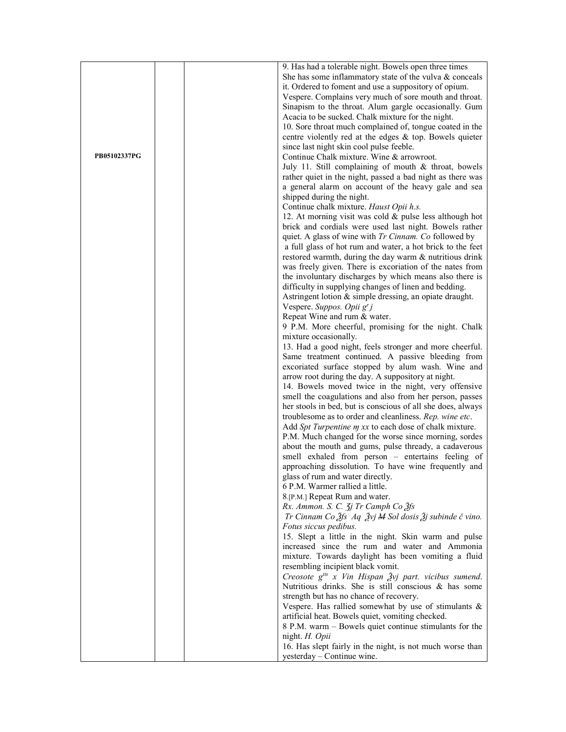| PB05102337PG | | | 9. Has had a tolerable night. Bowels open three times She has some inflammatory state of the vulva & conceals it. Ordered to foment and use a suppository of opium.<br>Vespere. Complains very much of sore mouth and throat. Sinapism to the throat. Alum gargle occasionally. Gum Acacia to be sucked. Chalk mixture for the night.<br>10. Sore throat much complained of, tongue coated in the centre violently red at the edges & top. Bowels quieter since last night skin cool pulse feeble.<br>Continue Chalk mixture. Wine & arrowroot.<br>July 11. Still complaining of mouth & throat, bowels rather quiet in the night, passed a bad night as there was a general alarm on account of the heavy gale and sea shipped during the night.<br>Continue chalk mixture. *Haust Opii h.s.*<br>12. At morning visit was cold & pulse less although hot brick and cordials were used last night. Bowels rather quiet. A glass of wine with *Tr Cinnam. Co* followed by a full glass of hot rum and water, a hot brick to the feet restored warmth, during the day warm & nutritious drink was freely given. There is excoriation of the nates from the involuntary discharges by which means also there is difficulty in supplying changes of linen and bedding.<br>Astringent lotion & simple dressing, an opiate draught.<br>Vespere. *Suppos. Opii gr j*<br>Repeat Wine and rum & water.<br>9 P.M. More cheerful, promising for the night. Chalk mixture occasionally.<br>13. Had a good night, feels stronger and more cheerful. Same treatment continued. A passive bleeding from excoriated surface stopped by alum wash. Wine and arrow root during the day. A suppository at night.<br>14. Bowels moved twice in the night, very offensive smell the coagulations and also from her person, passes her stools in bed, but is conscious of all she does, always troublesome as to order and cleanliness. *Rep. wine etc*.<br>Add *Spt Turpentine ɱ xx* to each dose of chalk mixture.<br>P.M. Much changed for the worse since morning, sordes about the mouth and gums, pulse thready, a cadaverous smell exhaled from person – entertains feeling of approaching dissolution. To have wine frequently and glass of rum and water directly.<br>6 P.M. Warmer rallied a little.<br>8.[P.M.] Repeat Rum and water.<br>*Rx. Ammon. S. C. ʒj Tr Camph Co ℥fs*<br>*Tr Cinnam Co ℥fs Aq ℥vj M Sol dosis ℥j subinde č vino.*<br>*Fotus siccus pedibus.*<br>15. Slept a little in the night. Skin warm and pulse increased since the rum and water and Ammonia mixture. Towards daylight has been vomiting a fluid resembling incipient black vomit.<br>*Creosote gtts x Vin Hispan ℥vj part. vicibus sumend*. Nutritious drinks. She is still conscious & has some strength but has no chance of recovery.<br>Vespere. Has rallied somewhat by use of stimulants & artificial heat. Bowels quiet, vomiting checked.<br>8 P.M. warm – Bowels quiet continue stimulants for the night. *H. Opii*<br>16. Has slept fairly in the night, is not much worse than yesterday – Continue wine. |
|---|---|---|---|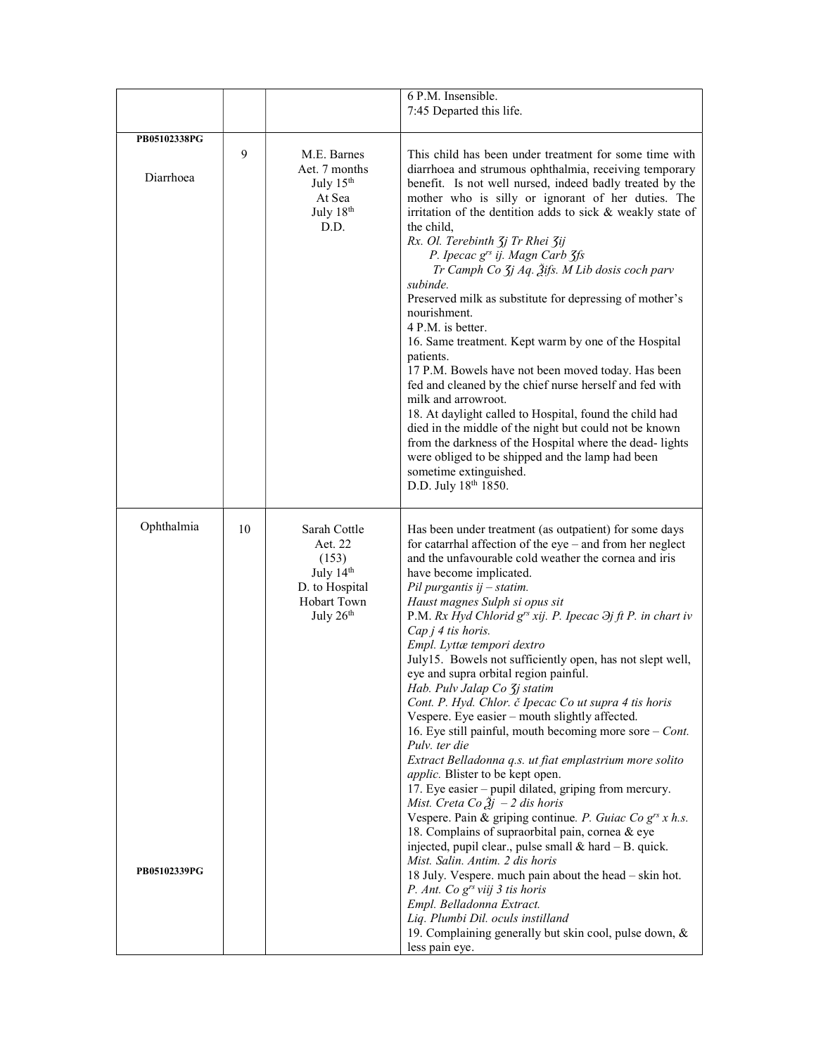| | | | |
|---|---|---|---|
| | | | 6 P.M. Insensible.<br>7:45 Departed this life. |
| PB05102338PG<br><br>Diarrhoea | 9 | M.E. Barnes<br>Aet. 7 months<br>July 15th<br>At Sea<br>July 18th<br>D.D. | This child has been under treatment for some time with diarrhoea and strumous ophthalmia, receiving temporary benefit. Is not well nursed, indeed badly treated by the mother who is silly or ignorant of her duties. The irritation of the dentition adds to sick & weakly state of the child,<br>*Rx. Ol. Terebinth ʒj Tr Rhei ʒij*<br>*P. Ipecac grs ij. Magn Carb ʒſs*<br>*Tr Camph Co ʒj Aq. ℥iſs. M Lib dosis coch parv subinde.*<br>Preserved milk as substitute for depressing of mother's nourishment.<br>4 P.M. is better.<br>16. Same treatment. Kept warm by one of the Hospital patients.<br>17 P.M. Bowels have not been moved today. Has been fed and cleaned by the chief nurse herself and fed with milk and arrowroot.<br>18. At daylight called to Hospital, found the child had died in the middle of the night but could not be known from the darkness of the Hospital where the dead- lights were obliged to be shipped and the lamp had been sometime extinguished.<br>D.D. July 18th 1850. |
| Ophthalmia<br><br>PB05102339PG | 10 | Sarah Cottle<br>Aet. 22<br>(153)<br>July 14th<br>D. to Hospital<br>Hobart Town<br>July 26th | Has been under treatment (as outpatient) for some days for catarrhal affection of the eye – and from her neglect and the unfavourable cold weather the cornea and iris have become implicated.<br>*Pil purgantis ij – statim.*<br>*Haust magnes Sulph si opus sit*<br>P.M. *Rx Hyd Chlorid grs xij. P. Ipecac ℈j ft P. in chart iv Cap j 4 tis horis.*<br>*Empl. Lyttæ tempori dextro*<br>July15. Bowels not sufficiently open, has not slept well, eye and supra orbital region painful.<br>*Hab. Pulv Jalap Co ʒj statim*<br>*Cont. P. Hyd. Chlor. č Ipecac Co ut supra 4 tis horis*<br>Vespere. Eye easier – mouth slightly affected.<br>16. Eye still painful, mouth becoming more sore – *Cont. Pulv. ter die*<br>*Extract Belladonna q.s. ut fiat emplastrium more solito applic.* Blister to be kept open.<br>17. Eye easier – pupil dilated, griping from mercury.<br>*Mist. Creta Co ℥j – 2 dis horis*<br>Vespere. Pain & griping continue. *P. Guiac Co grs x h.s.*<br>18. Complains of supraorbital pain, cornea & eye injected, pupil clear., pulse small & hard – B. quick.<br>*Mist. Salin. Antim. 2 dis horis*<br>18 July. Vespere. much pain about the head – skin hot.<br>*P. Ant. Co grs viij 3 tis horis*<br>*Empl. Belladonna Extract.*<br>*Liq. Plumbi Dil. oculs instilland*<br>19. Complaining generally but skin cool, pulse down, & less pain eye. |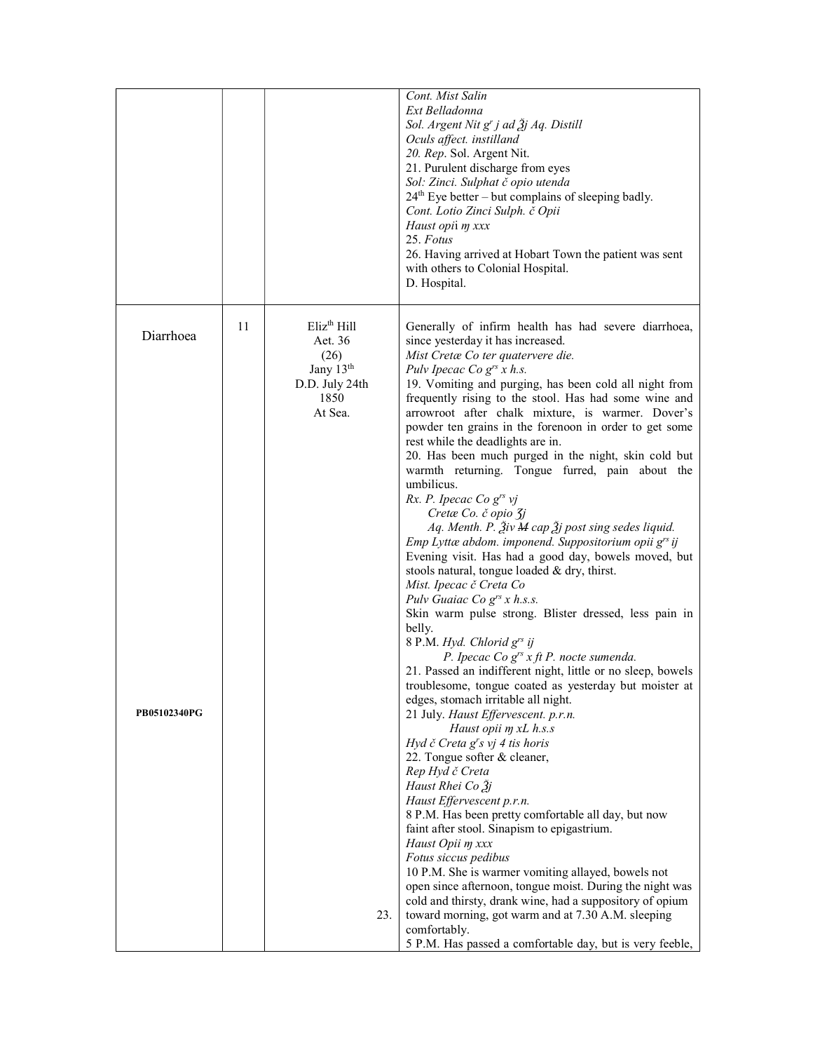| | | | |
|---|---|---|---|
| | | | *Cont. Mist Salin*<br>*Ext Belladonna*<br>*Sol. Argent Nit g^r j ad ℥j Aq. Distill*<br>*Oculs affect. instilland*<br>*20. Rep.* Sol. Argent Nit.<br>21. Purulent discharge from eyes<br>*Sol: Zinci. Sulphat č opio utenda*<br>24th Eye better – but complains of sleeping badly.<br>*Cont. Lotio Zinci Sulph. č Opii*<br>*Haust opi*i *ɱ xxx*<br>25. *Fotus*<br>26. Having arrived at Hobart Town the patient was sent with others to Colonial Hospital.<br>D. Hospital. |
| Diarrhoea<br><br>**PB05102340PG** | 11 | Elizth Hill<br>Aet. 36<br>(26)<br>Jany 13th<br>D.D. July 24th<br>1850<br>At Sea.<br><br>23. | Generally of infirm health has had severe diarrhoea, since yesterday it has increased.<br>*Mist Cretæ Co ter quatervere die.*<br>*Pulv Ipecac Co g^rs x h.s.*<br>19. Vomiting and purging, has been cold all night from frequently rising to the stool. Has had some wine and arrowroot after chalk mixture, is warmer. Dover's powder ten grains in the forenoon in order to get some rest while the deadlights are in.<br>20. Has been much purged in the night, skin cold but warmth returning. Tongue furred, pain about the umbilicus.<br>*Rx. P. Ipecac Co g^rs vj*<br>*Cretæ Co. č opio ʒj*<br>*Aq. Menth. P. ℥iv M cap ℥j post sing sedes liquid.*<br>*Emp Lyttæ abdom. imponend. Suppositorium opii g^rs ij*<br>Evening visit. Has had a good day, bowels moved, but stools natural, tongue loaded & dry, thirst.<br>*Mist. Ipecac č Creta Co*<br>*Pulv Guaiac Co g^rs x h.s.s.*<br>Skin warm pulse strong. Blister dressed, less pain in belly.<br>8 P.M. *Hyd. Chlorid g^rs ij*<br>*P. Ipecac Co g^rs x ft P. nocte sumenda.*<br>21. Passed an indifferent night, little or no sleep, bowels troublesome, tongue coated as yesterday but moister at edges, stomach irritable all night.<br>21 July. *Haust Effervescent. p.r.n.*<br>*Haust opii ɱ xL h.s.s*<br>*Hyd č Creta g^rs vj 4 tis horis*<br>22. Tongue softer & cleaner,<br>*Rep Hyd č Creta*<br>*Haust Rhei Co ℥j*<br>*Haust Effervescent p.r.n.*<br>8 P.M. Has been pretty comfortable all day, but now faint after stool. Sinapism to epigastrium.<br>*Haust Opii ɱ xxx*<br>*Fotus siccus pedibus*<br>10 P.M. She is warmer vomiting allayed, bowels not open since afternoon, tongue moist. During the night was cold and thirsty, drank wine, had a suppository of opium toward morning, got warm and at 7.30 A.M. sleeping comfortably.<br>5 P.M. Has passed a comfortable day, but is very feeble, |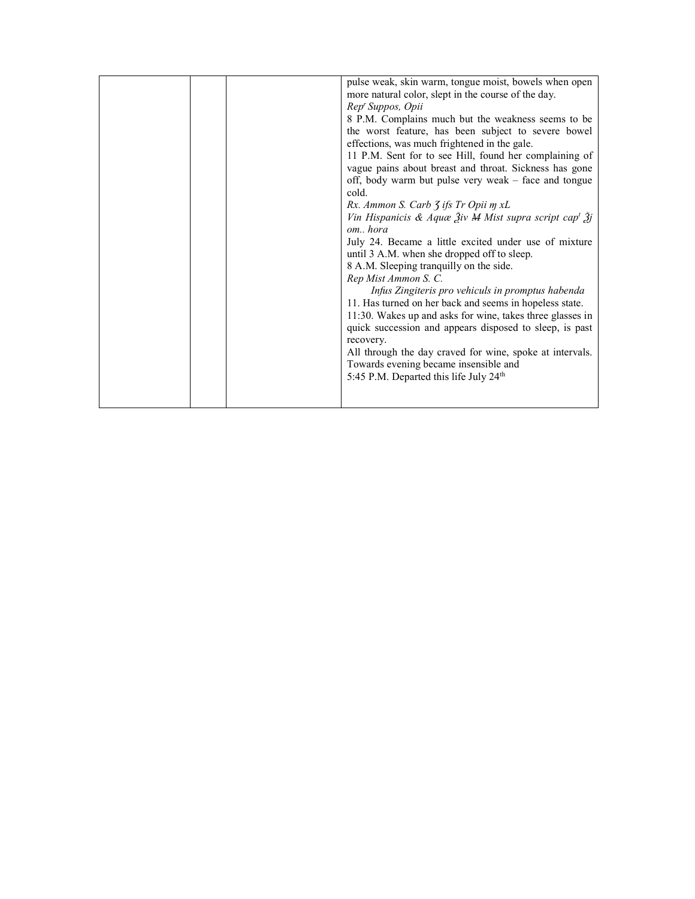| | | | |
|---|---|---|---|
| | | | pulse weak, skin warm, tongue moist, bowels when open more natural color, slept in the course of the day.<br>*Rep^r Suppos, Opii*<br>8 P.M. Complains much but the weakness seems to be the worst feature, has been subject to severe bowel effections, was much frightened in the gale.<br>11 P.M. Sent for to see Hill, found her complaining of vague pains about breast and throat. Sickness has gone off, body warm but pulse very weak – face and tongue cold.<br>*Rx. Ammon S. Carb ʒ ifs Tr Opii ɱ xL*<br>*Vin Hispanicis & Aquæ ℥iv M Mist supra script cap^t ℥j om.. hora*<br>July 24. Became a little excited under use of mixture until 3 A.M. when she dropped off to sleep.<br>8 A.M. Sleeping tranquilly on the side.<br>*Rep Mist Ammon S. C.*<br>*Infus Zingiteris pro vehiculs in promptus habenda*<br>11. Has turned on her back and seems in hopeless state.<br>11:30. Wakes up and asks for wine, takes three glasses in quick succession and appears disposed to sleep, is past recovery.<br>All through the day craved for wine, spoke at intervals. Towards evening became insensible and<br>5:45 P.M. Departed this life July 24th |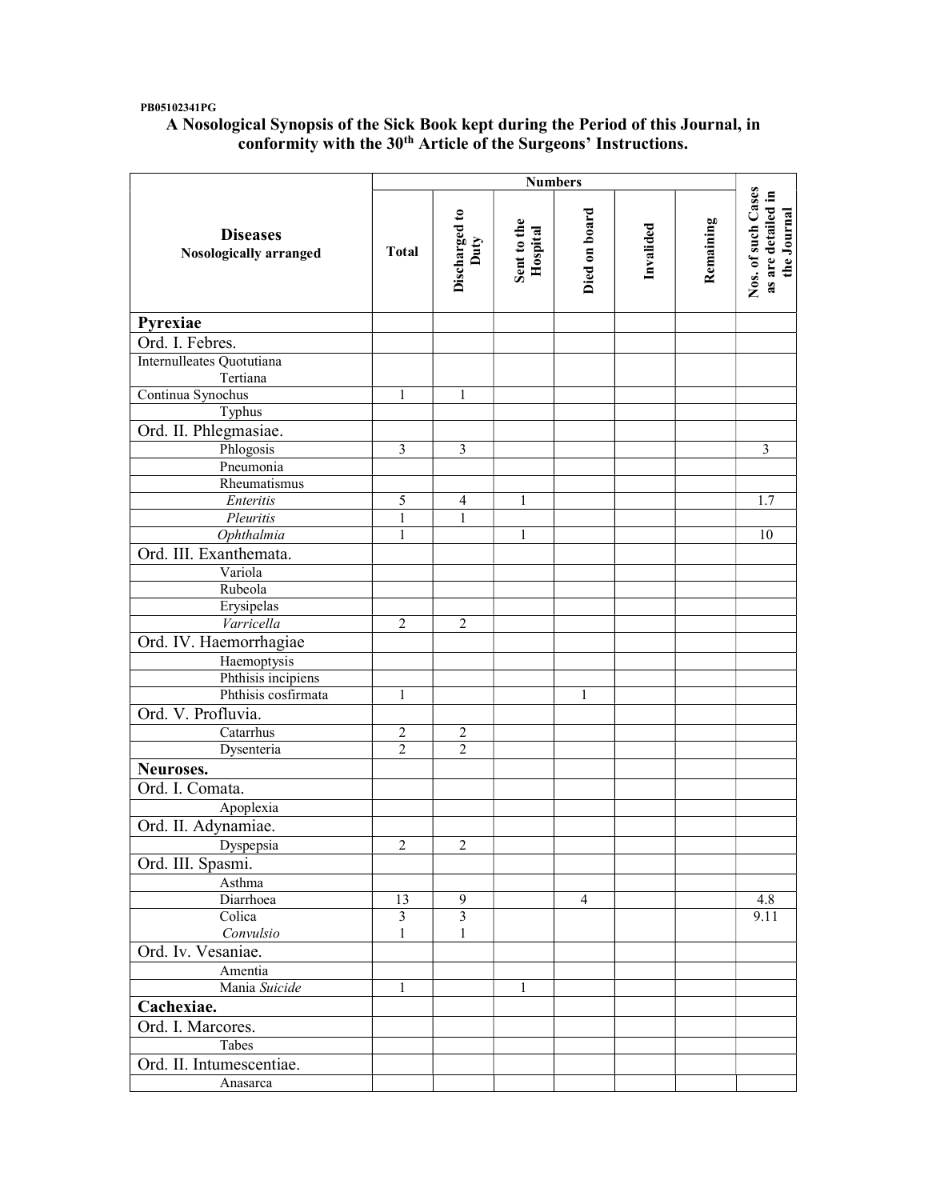PB05102341PG

# A Nosological Synopsis of the Sick Book kept during the Period of this Journal, in conformity with the 30th Article of the Surgeons' Instructions.

| Diseases Nosologically arranged | Numbers | | | | | | Nos. of such Cases as are detailed in the Journal |
|---|---|---|---|---|---|---|---|
| | Total | Discharged to Duty | Sent to the Hospital | Died on board | Invalided | Remaining | |
| **Pyrexiae** | | | | | | | |
| Ord. I. Febres. | | | | | | | |
| Internulleates Quotutiana | | | | | | | |
| Tertiana | | | | | | | |
| Continua Synochus | 1 | 1 | | | | | |
| Typhus | | | | | | | |
| Ord. II. Phlegmasiae. | | | | | | | |
| Phlogosis | 3 | 3 | | | | | 3 |
| Pneumonia | | | | | | | |
| Rheumatismus | | | | | | | |
| *Enteritis* | 5 | 4 | 1 | | | | 1.7 |
| *Pleuritis* | 1 | 1 | | | | | |
| *Ophthalmia* | 1 | | 1 | | | | 10 |
| Ord. III. Exanthemata. | | | | | | | |
| Variola | | | | | | | |
| Rubeola | | | | | | | |
| Erysipelas | | | | | | | |
| *Varricella* | 2 | 2 | | | | | |
| Ord. IV. Haemorrhagiae | | | | | | | |
| Haemoptysis | | | | | | | |
| Phthisis incipiens | | | | | | | |
| Phthisis cosfirmata | 1 | | | 1 | | | |
| Ord. V. Profluvia. | | | | | | | |
| Catarrhus | 2 | 2 | | | | | |
| Dysenteria | 2 | 2 | | | | | |
| **Neuroses.** | | | | | | | |
| Ord. I. Comata. | | | | | | | |
| Apoplexia | | | | | | | |
| Ord. II. Adynamiae. | | | | | | | |
| Dyspepsia | 2 | 2 | | | | | |
| Ord. III. Spasmi. | | | | | | | |
| Asthma | | | | | | | |
| Diarrhoea | 13 | 9 | | 4 | | | 4.8 |
| Colica | 3 | 3 | | | | | 9.11 |
| *Convulsio* | 1 | 1 | | | | | |
| Ord. Iv. Vesaniae. | | | | | | | |
| Amentia | | | | | | | |
| Mania *Suicide* | 1 | | 1 | | | | |
| **Cachexiae.** | | | | | | | |
| Ord. I. Marcores. | | | | | | | |
| Tabes | | | | | | | |
| Ord. II. Intumescentiae. | | | | | | | |
| Anasarca | | | | | | | |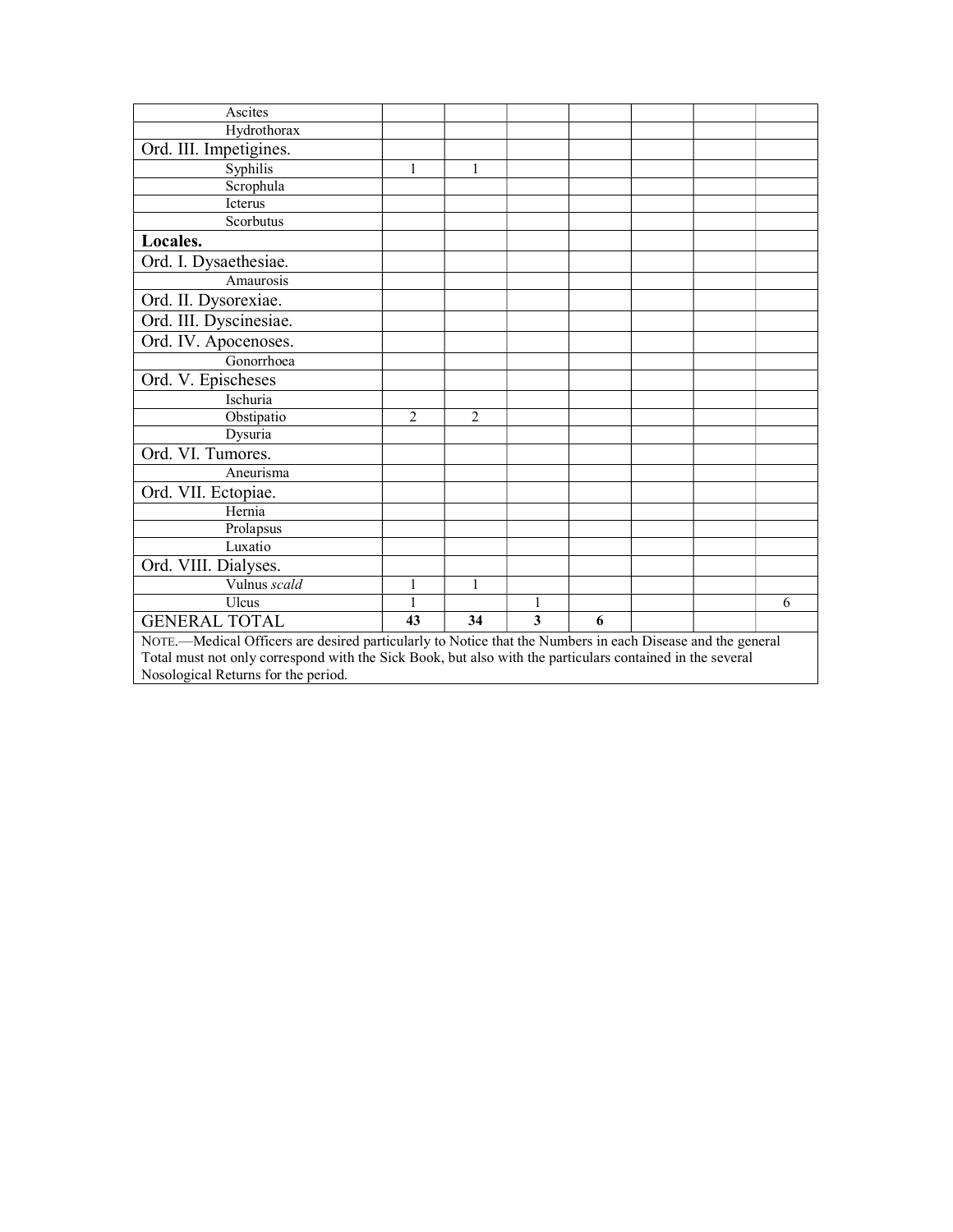| | | | | | | | |
|---|---|---|---|---|---|---|---|
| Ascites | | | | | | | |
| Hydrothorax | | | | | | | |
| Ord. III. Impetigines. | | | | | | | |
| Syphilis | 1 | 1 | | | | | |
| Scrophula | | | | | | | |
| Icterus | | | | | | | |
| Scorbutus | | | | | | | |
| **Locales.** | | | | | | | |
| Ord. I. Dysaethesiae. | | | | | | | |
| Amaurosis | | | | | | | |
| Ord. II. Dysorexiae. | | | | | | | |
| Ord. III. Dyscinesiae. | | | | | | | |
| Ord. IV. Apocenoses. | | | | | | | |
| Gonorrhoea | | | | | | | |
| Ord. V. Epischeses | | | | | | | |
| Ischuria | | | | | | | |
| Obstipatio | 2 | 2 | | | | | |
| Dysuria | | | | | | | |
| Ord. VI. Tumores. | | | | | | | |
| Aneurisma | | | | | | | |
| Ord. VII. Ectopiae. | | | | | | | |
| Hernia | | | | | | | |
| Prolapsus | | | | | | | |
| Luxatio | | | | | | | |
| Ord. VIII. Dialyses. | | | | | | | |
| Vulnus *scald* | 1 | 1 | | | | | |
| Ulcus | 1 | | 1 | | | | 6 |
| GENERAL TOTAL | **43** | **34** | **3** | **6** | | | |

NOTE.—Medical Officers are desired particularly to Notice that the Numbers in each Disease and the general Total must not only correspond with the Sick Book, but also with the particulars contained in the several Nosological Returns for the period.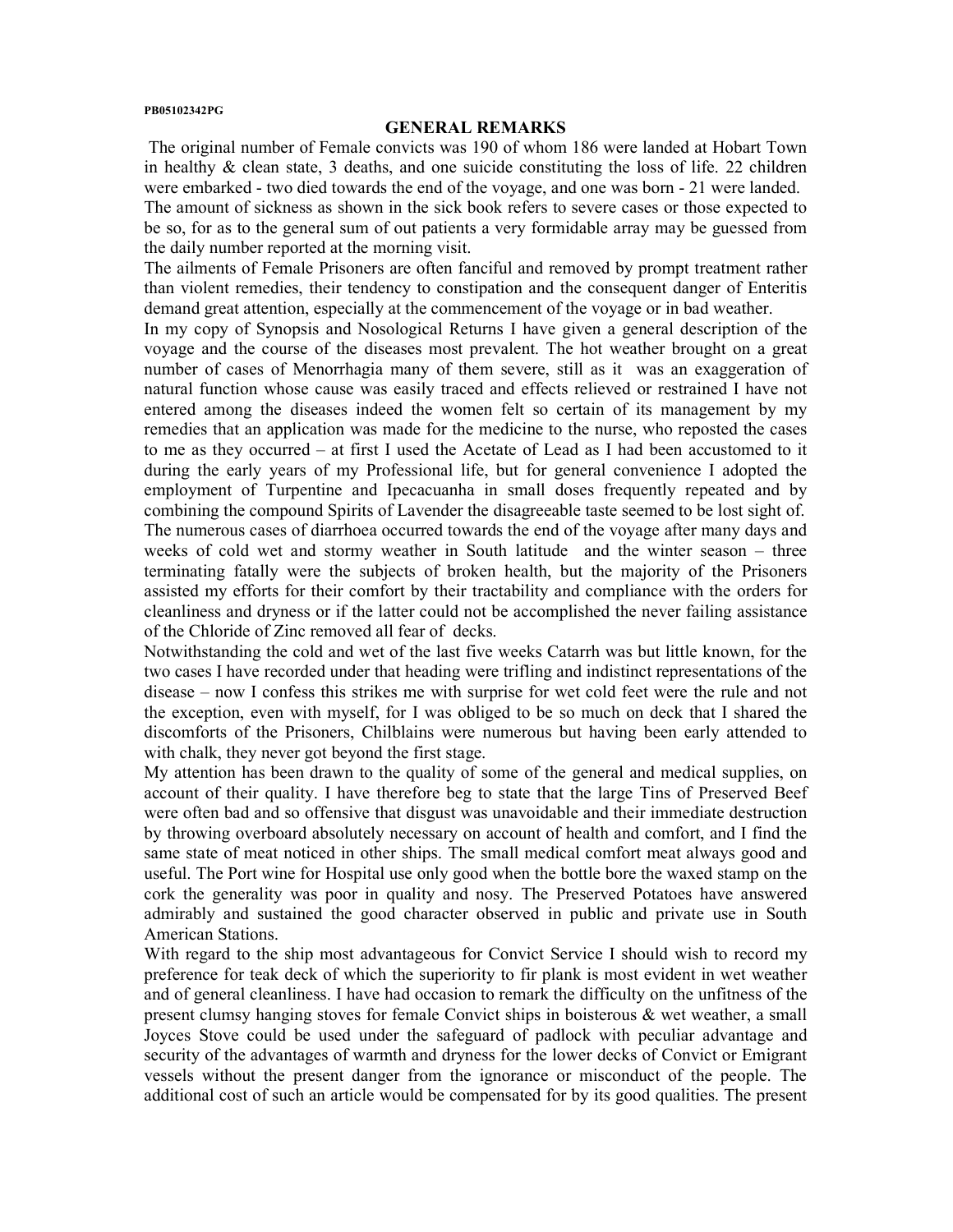PB05102342PG

## GENERAL REMARKS

The original number of Female convicts was 190 of whom 186 were landed at Hobart Town in healthy & clean state, 3 deaths, and one suicide constituting the loss of life. 22 children were embarked - two died towards the end of the voyage, and one was born - 21 were landed.

The amount of sickness as shown in the sick book refers to severe cases or those expected to be so, for as to the general sum of out patients a very formidable array may be guessed from the daily number reported at the morning visit.

The ailments of Female Prisoners are often fanciful and removed by prompt treatment rather than violent remedies, their tendency to constipation and the consequent danger of Enteritis demand great attention, especially at the commencement of the voyage or in bad weather.

In my copy of Synopsis and Nosological Returns I have given a general description of the voyage and the course of the diseases most prevalent. The hot weather brought on a great number of cases of Menorrhagia many of them severe, still as it was an exaggeration of natural function whose cause was easily traced and effects relieved or restrained I have not entered among the diseases indeed the women felt so certain of its management by my remedies that an application was made for the medicine to the nurse, who reposted the cases to me as they occurred – at first I used the Acetate of Lead as I had been accustomed to it during the early years of my Professional life, but for general convenience I adopted the employment of Turpentine and Ipecacuanha in small doses frequently repeated and by combining the compound Spirits of Lavender the disagreeable taste seemed to be lost sight of. The numerous cases of diarrhoea occurred towards the end of the voyage after many days and weeks of cold wet and stormy weather in South latitude and the winter season – three terminating fatally were the subjects of broken health, but the majority of the Prisoners assisted my efforts for their comfort by their tractability and compliance with the orders for cleanliness and dryness or if the latter could not be accomplished the never failing assistance of the Chloride of Zinc removed all fear of decks.

Notwithstanding the cold and wet of the last five weeks Catarrh was but little known, for the two cases I have recorded under that heading were trifling and indistinct representations of the disease – now I confess this strikes me with surprise for wet cold feet were the rule and not the exception, even with myself, for I was obliged to be so much on deck that I shared the discomforts of the Prisoners, Chilblains were numerous but having been early attended to with chalk, they never got beyond the first stage.

My attention has been drawn to the quality of some of the general and medical supplies, on account of their quality. I have therefore beg to state that the large Tins of Preserved Beef were often bad and so offensive that disgust was unavoidable and their immediate destruction by throwing overboard absolutely necessary on account of health and comfort, and I find the same state of meat noticed in other ships. The small medical comfort meat always good and useful. The Port wine for Hospital use only good when the bottle bore the waxed stamp on the cork the generality was poor in quality and nosy. The Preserved Potatoes have answered admirably and sustained the good character observed in public and private use in South American Stations.

With regard to the ship most advantageous for Convict Service I should wish to record my preference for teak deck of which the superiority to fir plank is most evident in wet weather and of general cleanliness. I have had occasion to remark the difficulty on the unfitness of the present clumsy hanging stoves for female Convict ships in boisterous & wet weather, a small Joyces Stove could be used under the safeguard of padlock with peculiar advantage and security of the advantages of warmth and dryness for the lower decks of Convict or Emigrant vessels without the present danger from the ignorance or misconduct of the people. The additional cost of such an article would be compensated for by its good qualities. The present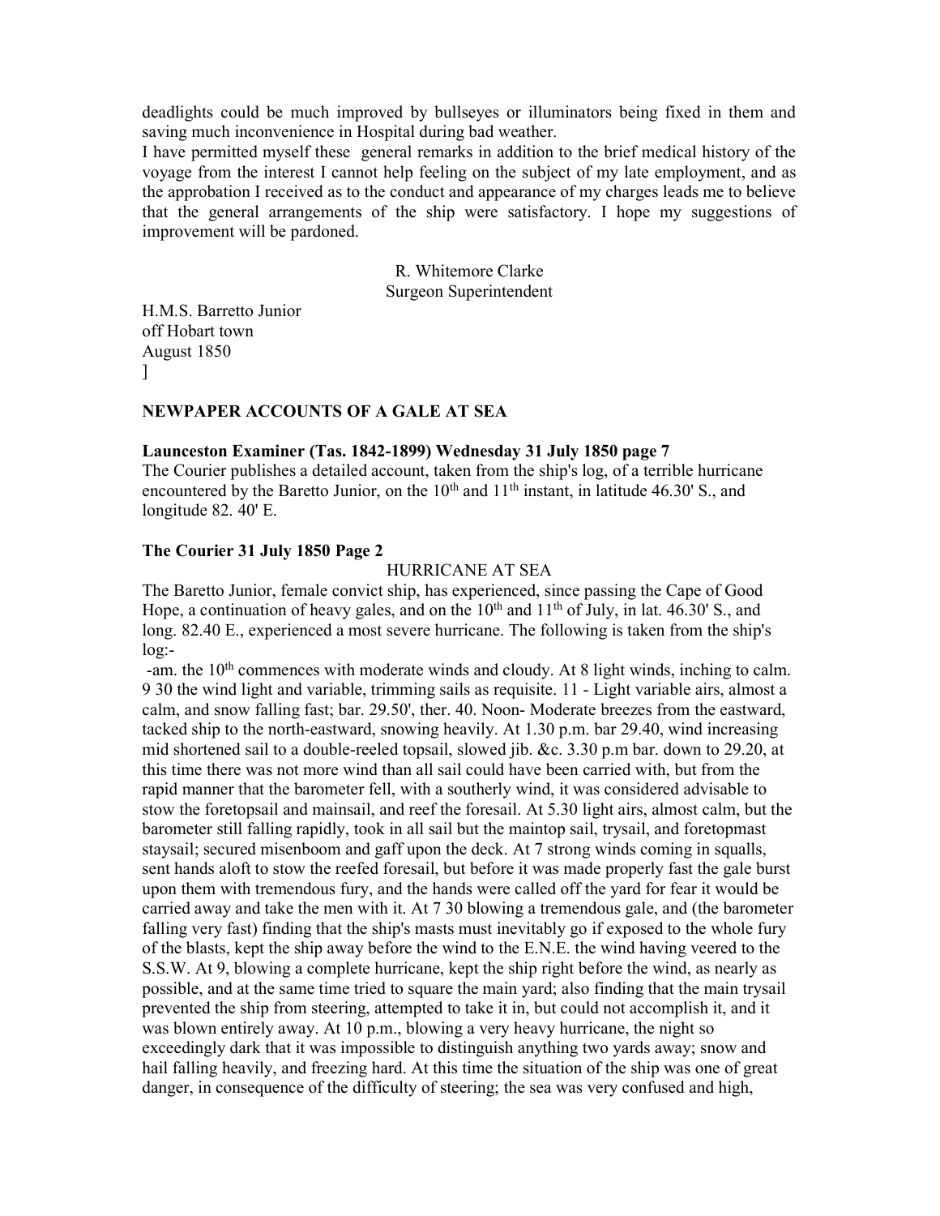deadlights could be much improved by bullseyes or illuminators being fixed in them and saving much inconvenience in Hospital during bad weather.

I have permitted myself these general remarks in addition to the brief medical history of the voyage from the interest I cannot help feeling on the subject of my late employment, and as the approbation I received as to the conduct and appearance of my charges leads me to believe that the general arrangements of the ship were satisfactory. I hope my suggestions of improvement will be pardoned.

R. Whitemore Clarke
Surgeon Superintendent

H.M.S. Barretto Junior
off Hobart town
August 1850
]

**NEWPAPER ACCOUNTS OF A GALE AT SEA**

**Launceston Examiner (Tas. 1842-1899) Wednesday 31 July 1850 page 7**

The Courier publishes a detailed account, taken from the ship's log, of a terrible hurricane encountered by the Baretto Junior, on the 10th and 11th instant, in latitude 46.30' S., and longitude 82. 40' E.

**The Courier 31 July 1850 Page 2**

HURRICANE AT SEA

The Baretto Junior, female convict ship, has experienced, since passing the Cape of Good Hope, a continuation of heavy gales, and on the 10th and 11th of July, in lat. 46.30' S., and long. 82.40 E., experienced a most severe hurricane. The following is taken from the ship's log:-

-am. the 10th commences with moderate winds and cloudy. At 8 light winds, inching to calm. 9 30 the wind light and variable, trimming sails as requisite. 11 - Light variable airs, almost a calm, and snow falling fast; bar. 29.50', ther. 40. Noon- Moderate breezes from the eastward, tacked ship to the north-eastward, snowing heavily. At 1.30 p.m. bar 29.40, wind increasing mid shortened sail to a double-reeled topsail, slowed jib. &c. 3.30 p.m bar. down to 29.20, at this time there was not more wind than all sail could have been carried with, but from the rapid manner that the barometer fell, with a southerly wind, it was considered advisable to stow the foretopsail and mainsail, and reef the foresail. At 5.30 light airs, almost calm, but the barometer still falling rapidly, took in all sail but the maintop sail, trysail, and foretopmast staysail; secured misenboom and gaff upon the deck. At 7 strong winds coming in squalls, sent hands aloft to stow the reefed foresail, but before it was made properly fast the gale burst upon them with tremendous fury, and the hands were called off the yard for fear it would be carried away and take the men with it. At 7 30 blowing a tremendous gale, and (the barometer falling very fast) finding that the ship's masts must inevitably go if exposed to the whole fury of the blasts, kept the ship away before the wind to the E.N.E. the wind having veered to the S.S.W. At 9, blowing a complete hurricane, kept the ship right before the wind, as nearly as possible, and at the same time tried to square the main yard; also finding that the main trysail prevented the ship from steering, attempted to take it in, but could not accomplish it, and it was blown entirely away. At 10 p.m., blowing a very heavy hurricane, the night so exceedingly dark that it was impossible to distinguish anything two yards away; snow and hail falling heavily, and freezing hard. At this time the situation of the ship was one of great danger, in consequence of the difficulty of steering; the sea was very confused and high,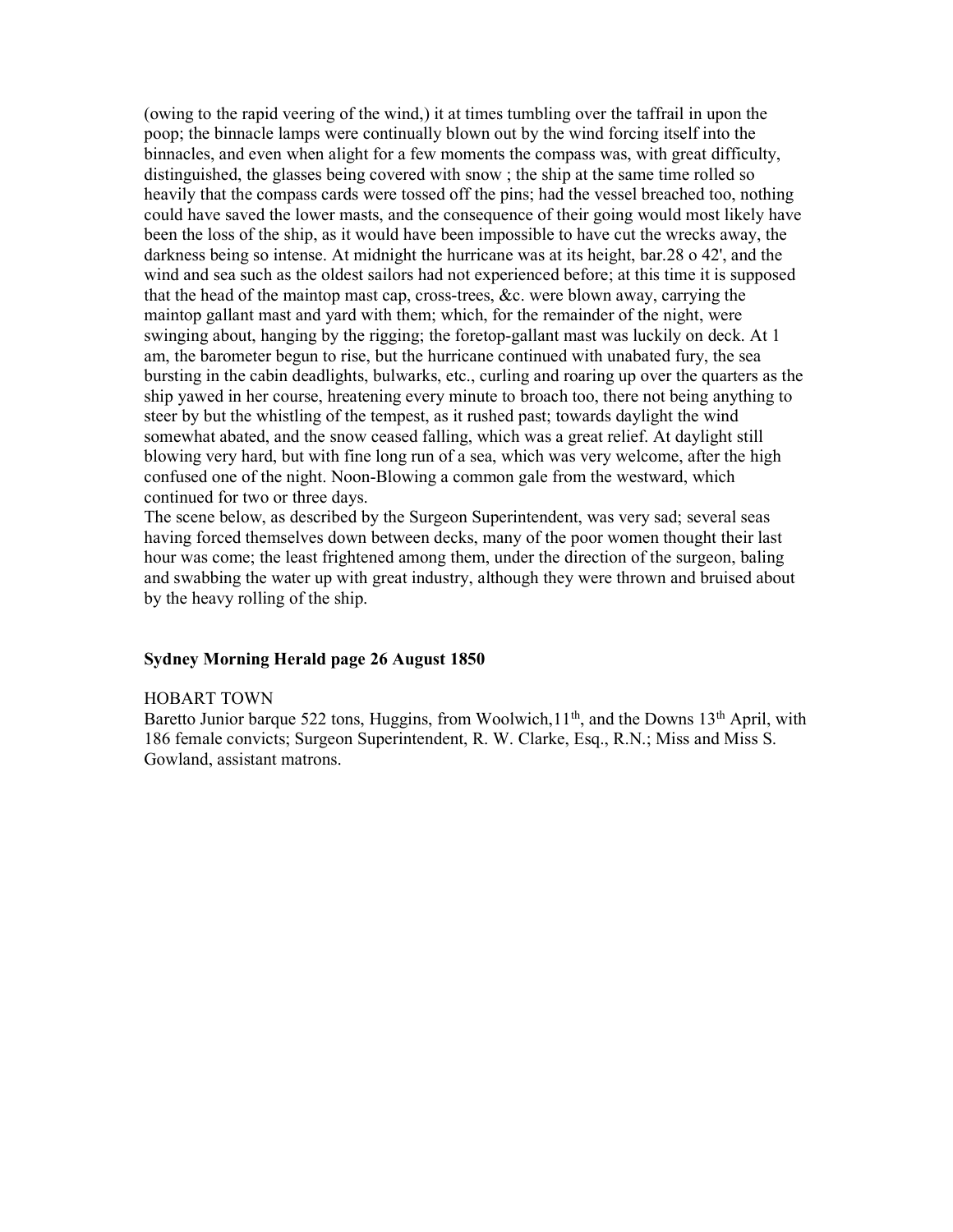(owing to the rapid veering of the wind,) it at times tumbling over the taffrail in upon the poop; the binnacle lamps were continually blown out by the wind forcing itself into the binnacles, and even when alight for a few moments the compass was, with great difficulty, distinguished, the glasses being covered with snow ; the ship at the same time rolled so heavily that the compass cards were tossed off the pins; had the vessel breached too, nothing could have saved the lower masts, and the consequence of their going would most likely have been the loss of the ship, as it would have been impossible to have cut the wrecks away, the darkness being so intense. At midnight the hurricane was at its height, bar.28 o 42', and the wind and sea such as the oldest sailors had not experienced before; at this time it is supposed that the head of the maintop mast cap, cross-trees, &c. were blown away, carrying the maintop gallant mast and yard with them; which, for the remainder of the night, were swinging about, hanging by the rigging; the foretop-gallant mast was luckily on deck. At 1 am, the barometer begun to rise, but the hurricane continued with unabated fury, the sea bursting in the cabin deadlights, bulwarks, etc., curling and roaring up over the quarters as the ship yawed in her course, hreatening every minute to broach too, there not being anything to steer by but the whistling of the tempest, as it rushed past; towards daylight the wind somewhat abated, and the snow ceased falling, which was a great relief. At daylight still blowing very hard, but with fine long run of a sea, which was very welcome, after the high confused one of the night. Noon-Blowing a common gale from the westward, which continued for two or three days.

The scene below, as described by the Surgeon Superintendent, was very sad; several seas having forced themselves down between decks, many of the poor women thought their last hour was come; the least frightened among them, under the direction of the surgeon, baling and swabbing the water up with great industry, although they were thrown and bruised about by the heavy rolling of the ship.

**Sydney Morning Herald page 26 August 1850**

HOBART TOWN

Baretto Junior barque 522 tons, Huggins, from Woolwich,11th, and the Downs 13th April, with 186 female convicts; Surgeon Superintendent, R. W. Clarke, Esq., R.N.; Miss and Miss S. Gowland, assistant matrons.